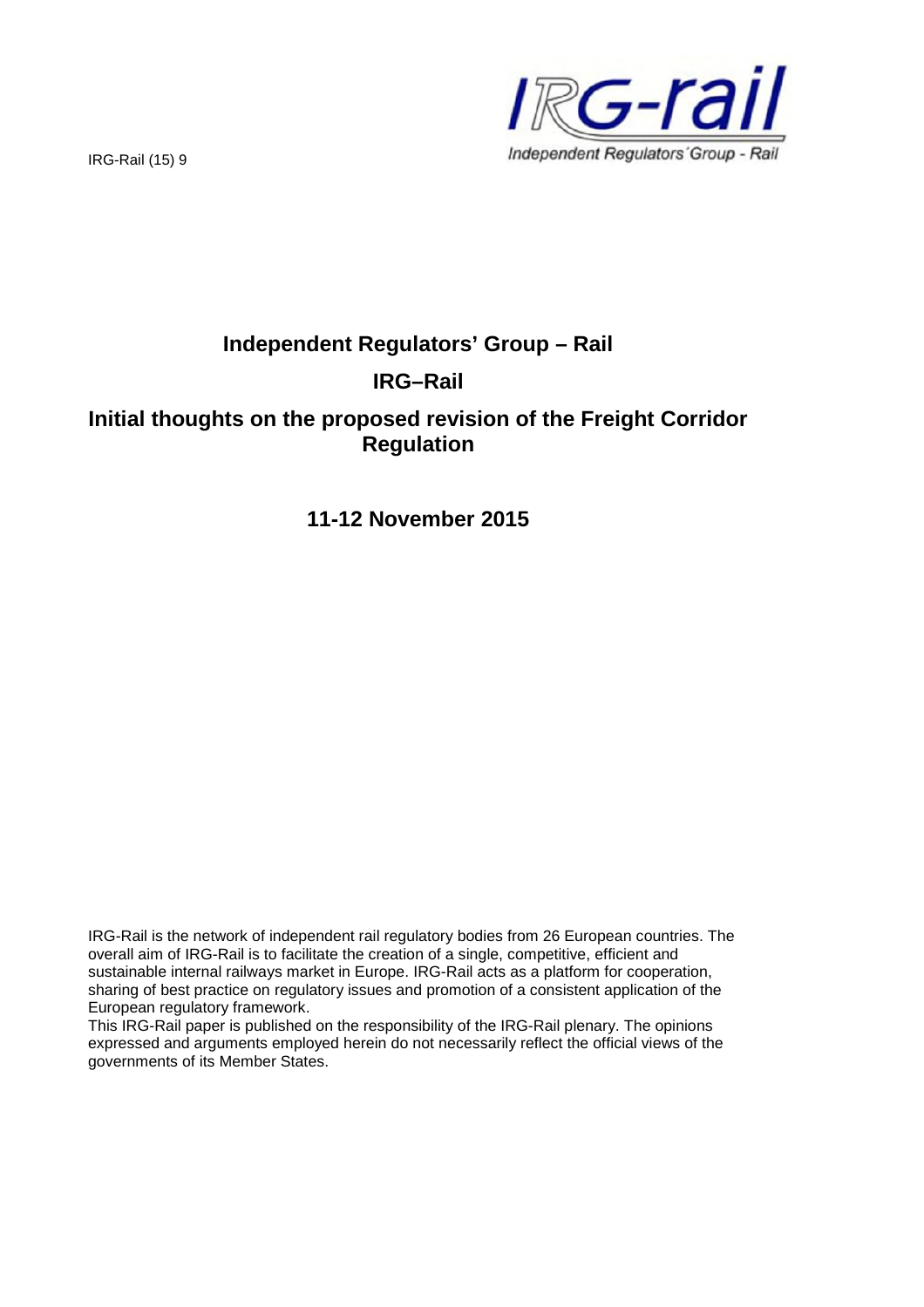IRG-Rail (15) 9

# Independent Regulators' Group – Rail

# IRG–Rail

# Initial thoughts on the proposed revision of the Freight Corridor Regulation

## 11-12 November 2015

IRG-Rail is the network of independent rail regulatory bodies from 26 European countries. The overall aim of IRG-Rail is to facilitate the creation of a single, competitive, efficient and sustainable internal railways market in Europe. IRG-Rail acts as a platform for cooperation, sharing of best practice on regulatory issues and promotion of a consistent application of the European regulatory framework.
This IRG-Rail paper is published on the responsibility of the IRG-Rail plenary. The opinions expressed and arguments employed herein do not necessarily reflect the official views of the governments of its Member States.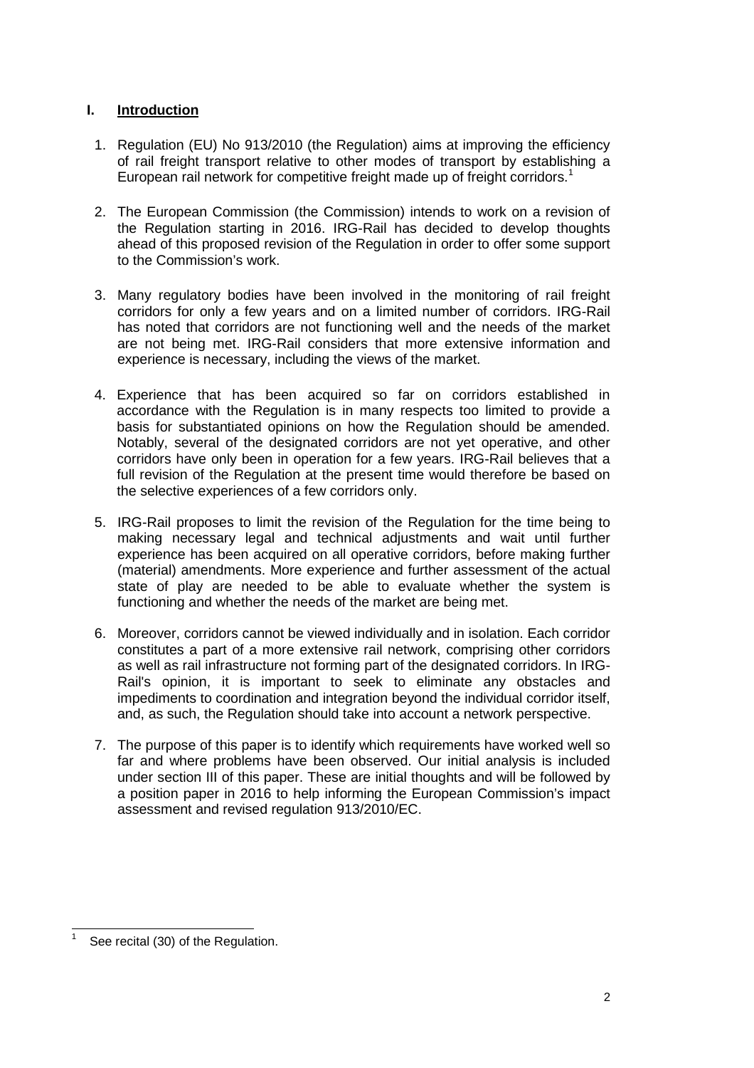## I. Introduction

1. Regulation (EU) No 913/2010 (the Regulation) aims at improving the efficiency of rail freight transport relative to other modes of transport by establishing a European rail network for competitive freight made up of freight corridors.[1]

2. The European Commission (the Commission) intends to work on a revision of the Regulation starting in 2016. IRG-Rail has decided to develop thoughts ahead of this proposed revision of the Regulation in order to offer some support to the Commission's work.

3. Many regulatory bodies have been involved in the monitoring of rail freight corridors for only a few years and on a limited number of corridors. IRG-Rail has noted that corridors are not functioning well and the needs of the market are not being met. IRG-Rail considers that more extensive information and experience is necessary, including the views of the market.

4. Experience that has been acquired so far on corridors established in accordance with the Regulation is in many respects too limited to provide a basis for substantiated opinions on how the Regulation should be amended. Notably, several of the designated corridors are not yet operative, and other corridors have only been in operation for a few years. IRG-Rail believes that a full revision of the Regulation at the present time would therefore be based on the selective experiences of a few corridors only.

5. IRG-Rail proposes to limit the revision of the Regulation for the time being to making necessary legal and technical adjustments and wait until further experience has been acquired on all operative corridors, before making further (material) amendments. More experience and further assessment of the actual state of play are needed to be able to evaluate whether the system is functioning and whether the needs of the market are being met.

6. Moreover, corridors cannot be viewed individually and in isolation. Each corridor constitutes a part of a more extensive rail network, comprising other corridors as well as rail infrastructure not forming part of the designated corridors. In IRG-Rail's opinion, it is important to seek to eliminate any obstacles and impediments to coordination and integration beyond the individual corridor itself, and, as such, the Regulation should take into account a network perspective.

7. The purpose of this paper is to identify which requirements have worked well so far and where problems have been observed. Our initial analysis is included under section III of this paper. These are initial thoughts and will be followed by a position paper in 2016 to help informing the European Commission's impact assessment and revised regulation 913/2010/EC.

---

[1] See recital (30) of the Regulation.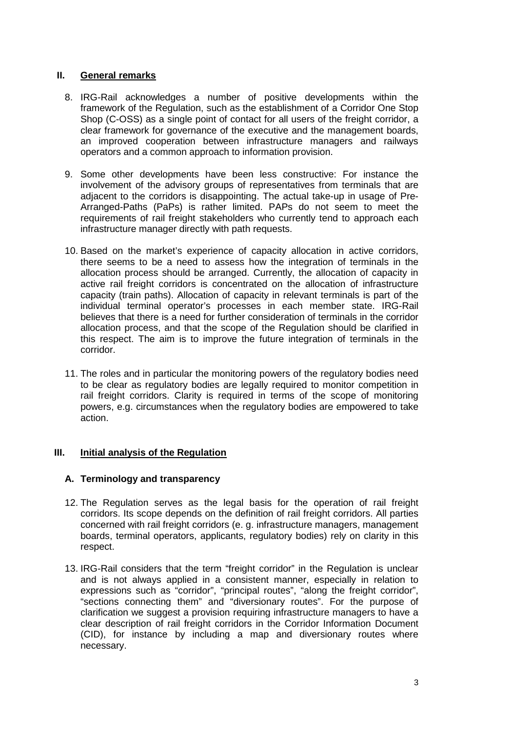## II. General remarks

8. IRG-Rail acknowledges a number of positive developments within the framework of the Regulation, such as the establishment of a Corridor One Stop Shop (C-OSS) as a single point of contact for all users of the freight corridor, a clear framework for governance of the executive and the management boards, an improved cooperation between infrastructure managers and railways operators and a common approach to information provision.

9. Some other developments have been less constructive: For instance the involvement of the advisory groups of representatives from terminals that are adjacent to the corridors is disappointing. The actual take-up in usage of Pre-Arranged-Paths (PaPs) is rather limited. PAPs do not seem to meet the requirements of rail freight stakeholders who currently tend to approach each infrastructure manager directly with path requests.

10. Based on the market's experience of capacity allocation in active corridors, there seems to be a need to assess how the integration of terminals in the allocation process should be arranged. Currently, the allocation of capacity in active rail freight corridors is concentrated on the allocation of infrastructure capacity (train paths). Allocation of capacity in relevant terminals is part of the individual terminal operator's processes in each member state. IRG-Rail believes that there is a need for further consideration of terminals in the corridor allocation process, and that the scope of the Regulation should be clarified in this respect. The aim is to improve the future integration of terminals in the corridor.

11. The roles and in particular the monitoring powers of the regulatory bodies need to be clear as regulatory bodies are legally required to monitor competition in rail freight corridors. Clarity is required in terms of the scope of monitoring powers, e.g. circumstances when the regulatory bodies are empowered to take action.

## III. Initial analysis of the Regulation

### A. Terminology and transparency

12. The Regulation serves as the legal basis for the operation of rail freight corridors. Its scope depends on the definition of rail freight corridors. All parties concerned with rail freight corridors (e. g. infrastructure managers, management boards, terminal operators, applicants, regulatory bodies) rely on clarity in this respect.

13. IRG-Rail considers that the term "freight corridor" in the Regulation is unclear and is not always applied in a consistent manner, especially in relation to expressions such as "corridor", "principal routes", "along the freight corridor", "sections connecting them" and "diversionary routes". For the purpose of clarification we suggest a provision requiring infrastructure managers to have a clear description of rail freight corridors in the Corridor Information Document (CID), for instance by including a map and diversionary routes where necessary.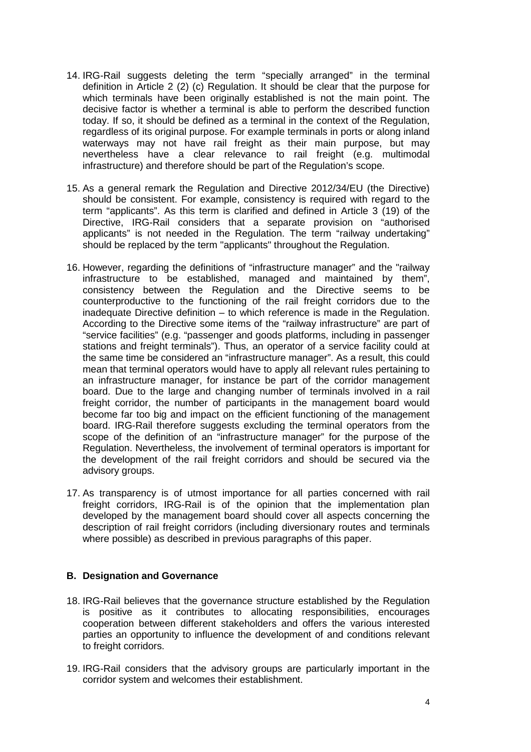14. IRG-Rail suggests deleting the term "specially arranged" in the terminal definition in Article 2 (2) (c) Regulation. It should be clear that the purpose for which terminals have been originally established is not the main point. The decisive factor is whether a terminal is able to perform the described function today. If so, it should be defined as a terminal in the context of the Regulation, regardless of its original purpose. For example terminals in ports or along inland waterways may not have rail freight as their main purpose, but may nevertheless have a clear relevance to rail freight (e.g. multimodal infrastructure) and therefore should be part of the Regulation's scope.

15. As a general remark the Regulation and Directive 2012/34/EU (the Directive) should be consistent. For example, consistency is required with regard to the term "applicants". As this term is clarified and defined in Article 3 (19) of the Directive, IRG-Rail considers that a separate provision on "authorised applicants" is not needed in the Regulation. The term "railway undertaking" should be replaced by the term "applicants" throughout the Regulation.

16. However, regarding the definitions of "infrastructure manager" and the "railway infrastructure to be established, managed and maintained by them", consistency between the Regulation and the Directive seems to be counterproductive to the functioning of the rail freight corridors due to the inadequate Directive definition – to which reference is made in the Regulation. According to the Directive some items of the "railway infrastructure" are part of "service facilities" (e.g. "passenger and goods platforms, including in passenger stations and freight terminals"). Thus, an operator of a service facility could at the same time be considered an "infrastructure manager". As a result, this could mean that terminal operators would have to apply all relevant rules pertaining to an infrastructure manager, for instance be part of the corridor management board. Due to the large and changing number of terminals involved in a rail freight corridor, the number of participants in the management board would become far too big and impact on the efficient functioning of the management board. IRG-Rail therefore suggests excluding the terminal operators from the scope of the definition of an "infrastructure manager" for the purpose of the Regulation. Nevertheless, the involvement of terminal operators is important for the development of the rail freight corridors and should be secured via the advisory groups.

17. As transparency is of utmost importance for all parties concerned with rail freight corridors, IRG-Rail is of the opinion that the implementation plan developed by the management board should cover all aspects concerning the description of rail freight corridors (including diversionary routes and terminals where possible) as described in previous paragraphs of this paper.

### B. Designation and Governance

18. IRG-Rail believes that the governance structure established by the Regulation is positive as it contributes to allocating responsibilities, encourages cooperation between different stakeholders and offers the various interested parties an opportunity to influence the development of and conditions relevant to freight corridors.

19. IRG-Rail considers that the advisory groups are particularly important in the corridor system and welcomes their establishment.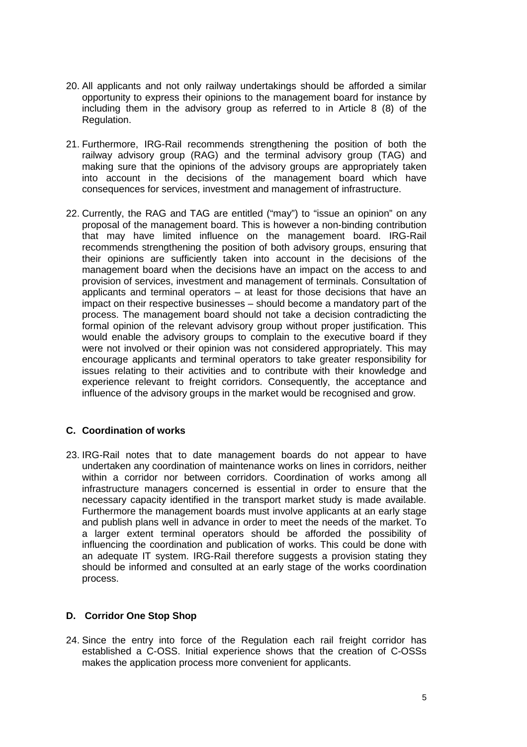20. All applicants and not only railway undertakings should be afforded a similar opportunity to express their opinions to the management board for instance by including them in the advisory group as referred to in Article 8 (8) of the Regulation.

21. Furthermore, IRG-Rail recommends strengthening the position of both the railway advisory group (RAG) and the terminal advisory group (TAG) and making sure that the opinions of the advisory groups are appropriately taken into account in the decisions of the management board which have consequences for services, investment and management of infrastructure.

22. Currently, the RAG and TAG are entitled ("may") to "issue an opinion" on any proposal of the management board. This is however a non-binding contribution that may have limited influence on the management board. IRG-Rail recommends strengthening the position of both advisory groups, ensuring that their opinions are sufficiently taken into account in the decisions of the management board when the decisions have an impact on the access to and provision of services, investment and management of terminals. Consultation of applicants and terminal operators – at least for those decisions that have an impact on their respective businesses – should become a mandatory part of the process. The management board should not take a decision contradicting the formal opinion of the relevant advisory group without proper justification. This would enable the advisory groups to complain to the executive board if they were not involved or their opinion was not considered appropriately. This may encourage applicants and terminal operators to take greater responsibility for issues relating to their activities and to contribute with their knowledge and experience relevant to freight corridors. Consequently, the acceptance and influence of the advisory groups in the market would be recognised and grow.

### C. Coordination of works

23. IRG-Rail notes that to date management boards do not appear to have undertaken any coordination of maintenance works on lines in corridors, neither within a corridor nor between corridors. Coordination of works among all infrastructure managers concerned is essential in order to ensure that the necessary capacity identified in the transport market study is made available. Furthermore the management boards must involve applicants at an early stage and publish plans well in advance in order to meet the needs of the market. To a larger extent terminal operators should be afforded the possibility of influencing the coordination and publication of works. This could be done with an adequate IT system. IRG-Rail therefore suggests a provision stating they should be informed and consulted at an early stage of the works coordination process.

### D. Corridor One Stop Shop

24. Since the entry into force of the Regulation each rail freight corridor has established a C-OSS. Initial experience shows that the creation of C-OSSs makes the application process more convenient for applicants.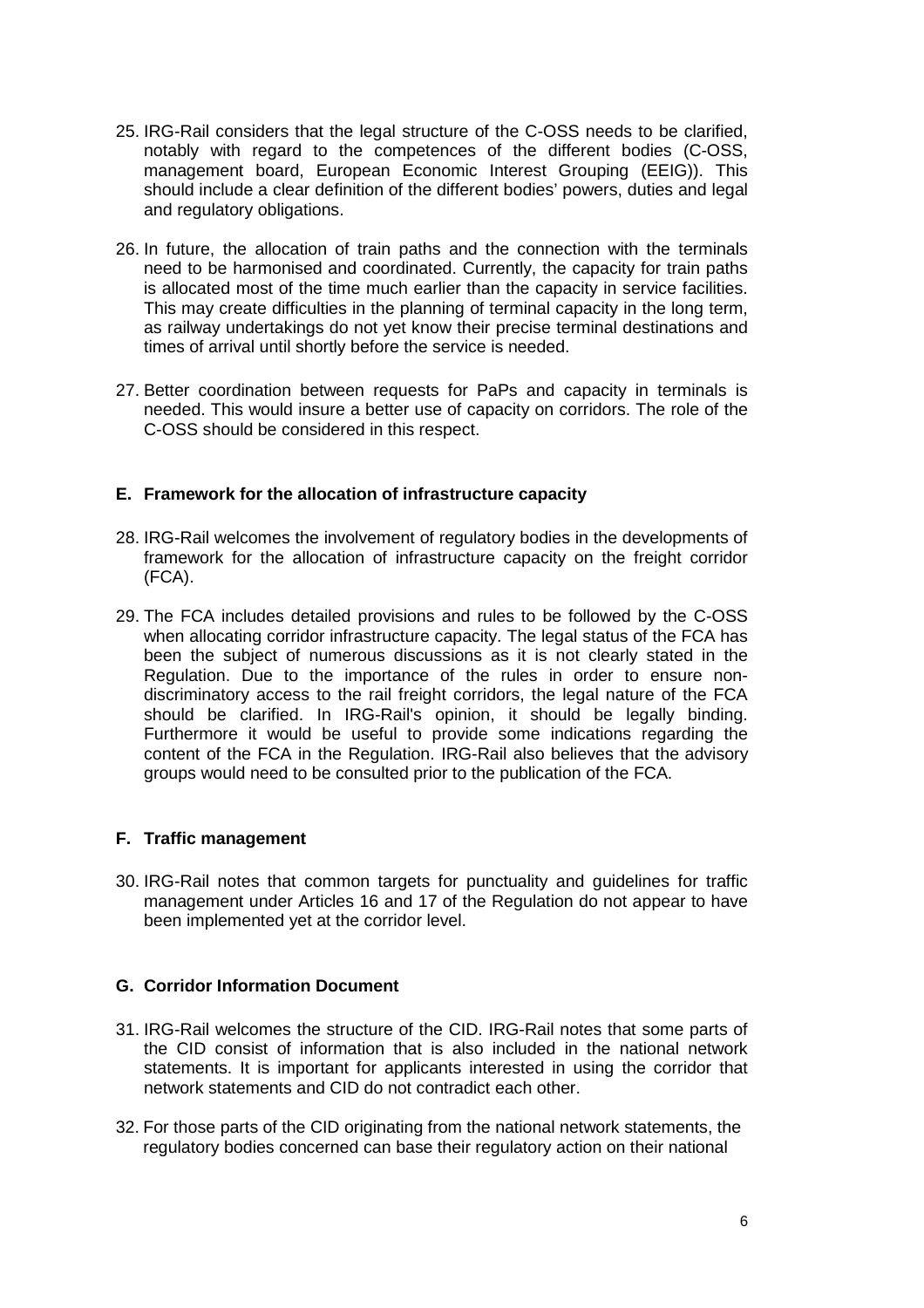25. IRG-Rail considers that the legal structure of the C-OSS needs to be clarified, notably with regard to the competences of the different bodies (C-OSS, management board, European Economic Interest Grouping (EEIG)). This should include a clear definition of the different bodies' powers, duties and legal and regulatory obligations.

26. In future, the allocation of train paths and the connection with the terminals need to be harmonised and coordinated. Currently, the capacity for train paths is allocated most of the time much earlier than the capacity in service facilities. This may create difficulties in the planning of terminal capacity in the long term, as railway undertakings do not yet know their precise terminal destinations and times of arrival until shortly before the service is needed.

27. Better coordination between requests for PaPs and capacity in terminals is needed. This would insure a better use of capacity on corridors. The role of the C-OSS should be considered in this respect.

### E. Framework for the allocation of infrastructure capacity

28. IRG-Rail welcomes the involvement of regulatory bodies in the developments of framework for the allocation of infrastructure capacity on the freight corridor (FCA).

29. The FCA includes detailed provisions and rules to be followed by the C-OSS when allocating corridor infrastructure capacity. The legal status of the FCA has been the subject of numerous discussions as it is not clearly stated in the Regulation. Due to the importance of the rules in order to ensure non-discriminatory access to the rail freight corridors, the legal nature of the FCA should be clarified. In IRG-Rail's opinion, it should be legally binding. Furthermore it would be useful to provide some indications regarding the content of the FCA in the Regulation. IRG-Rail also believes that the advisory groups would need to be consulted prior to the publication of the FCA.

### F. Traffic management

30. IRG-Rail notes that common targets for punctuality and guidelines for traffic management under Articles 16 and 17 of the Regulation do not appear to have been implemented yet at the corridor level.

### G. Corridor Information Document

31. IRG-Rail welcomes the structure of the CID. IRG-Rail notes that some parts of the CID consist of information that is also included in the national network statements. It is important for applicants interested in using the corridor that network statements and CID do not contradict each other.

32. For those parts of the CID originating from the national network statements, the regulatory bodies concerned can base their regulatory action on their national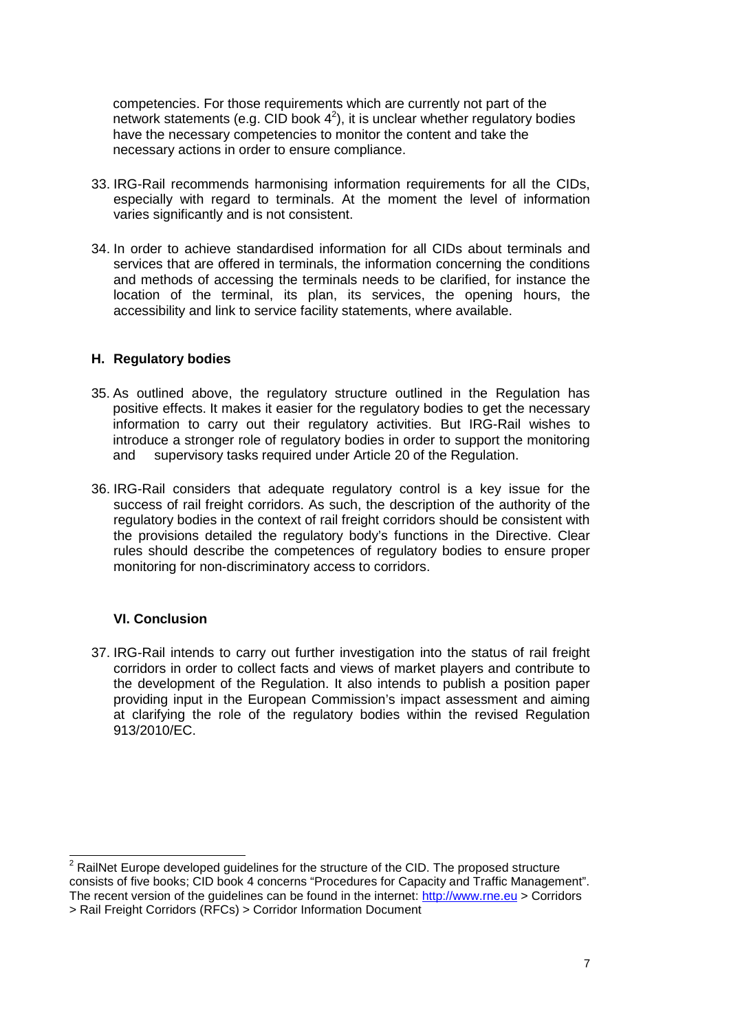competencies. For those requirements which are currently not part of the network statements (e.g. CID book 4[2]), it is unclear whether regulatory bodies have the necessary competencies to monitor the content and take the necessary actions in order to ensure compliance.

33. IRG-Rail recommends harmonising information requirements for all the CIDs, especially with regard to terminals. At the moment the level of information varies significantly and is not consistent.

34. In order to achieve standardised information for all CIDs about terminals and services that are offered in terminals, the information concerning the conditions and methods of accessing the terminals needs to be clarified, for instance the location of the terminal, its plan, its services, the opening hours, the accessibility and link to service facility statements, where available.

### H. Regulatory bodies

35. As outlined above, the regulatory structure outlined in the Regulation has positive effects. It makes it easier for the regulatory bodies to get the necessary information to carry out their regulatory activities. But IRG-Rail wishes to introduce a stronger role of regulatory bodies in order to support the monitoring and supervisory tasks required under Article 20 of the Regulation.

36. IRG-Rail considers that adequate regulatory control is a key issue for the success of rail freight corridors. As such, the description of the authority of the regulatory bodies in the context of rail freight corridors should be consistent with the provisions detailed the regulatory body's functions in the Directive. Clear rules should describe the competences of regulatory bodies to ensure proper monitoring for non-discriminatory access to corridors.

## VI. Conclusion

37. IRG-Rail intends to carry out further investigation into the status of rail freight corridors in order to collect facts and views of market players and contribute to the development of the Regulation. It also intends to publish a position paper providing input in the European Commission's impact assessment and aiming at clarifying the role of the regulatory bodies within the revised Regulation 913/2010/EC.

---

[2] RailNet Europe developed guidelines for the structure of the CID. The proposed structure consists of five books; CID book 4 concerns "Procedures for Capacity and Traffic Management". The recent version of the guidelines can be found in the internet: http://www.rne.eu > Corridors > Rail Freight Corridors (RFCs) > Corridor Information Document